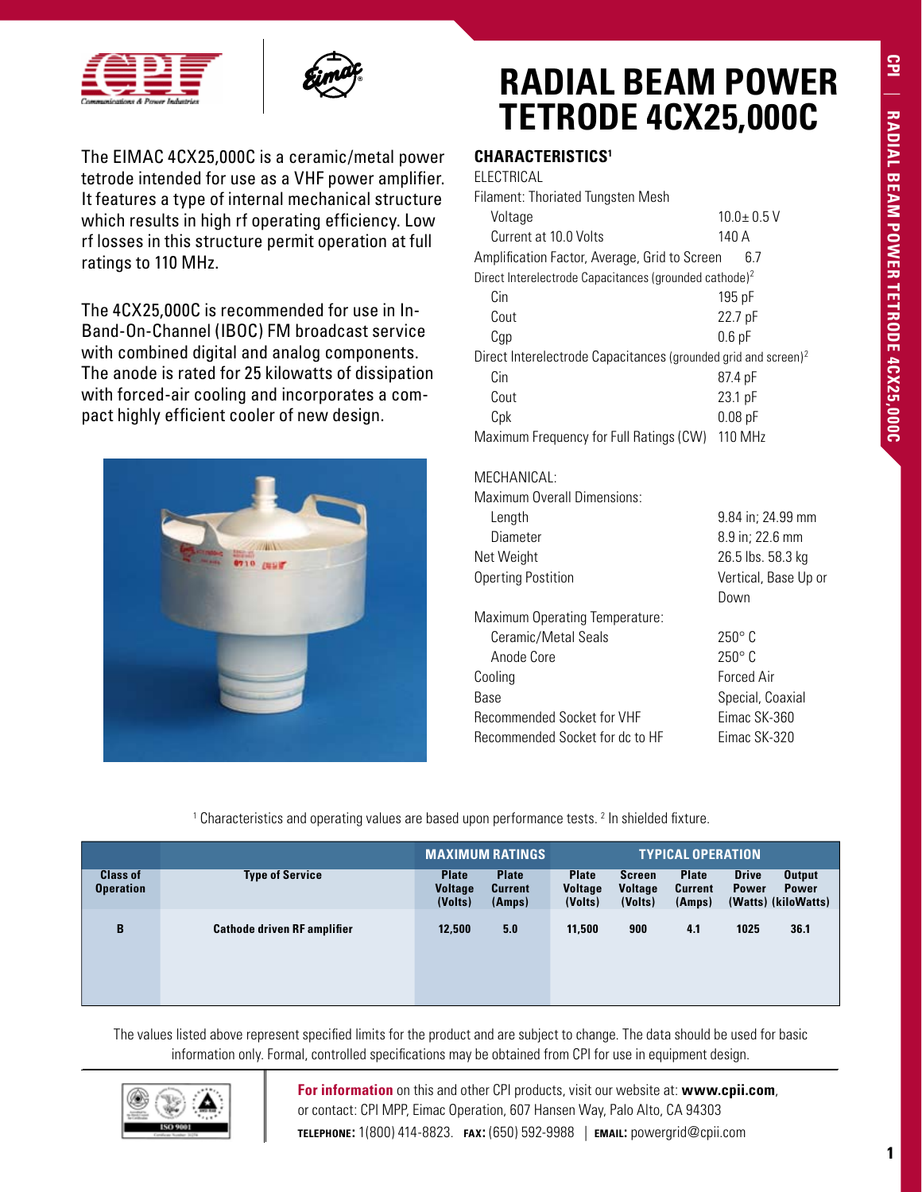# RADIAL BEAM POWER TETRODE 4CX25,000C

The EIMAC 4CX25,000C is a ceramic/metal power tetrode intended for use as a VHF power amplifier. It features a type of internal mechanical structure which results in high rf operating efficiency. Low rf losses in this structure permit operation at full ratings to 110 MHz.

The 4CX25,000C is recommended for use in In-Band-On-Channel (IBOC) FM broadcast service with combined digital and analog components. The anode is rated for 25 kilowatts of dissipation with forced-air cooling and incorporates a compact highly efficient cooler of new design.

## CHARACTERISTICS[1]

ELECTRICAL

| | |
|---|---|
| Filament: Thoriated Tungsten Mesh | |
| Voltage | 10.0± 0.5 V |
| Current at 10.0 Volts | 140 A |
| Amplification Factor, Average, Grid to Screen | 6.7 |
| Direct Interelectrode Capacitances (grounded cathode)[2] | |
| Cin | 195 pF |
| Cout | 22.7 pF |
| Cgp | 0.6 pF |
| Direct Interelectrode Capacitances (grounded grid and screen)[2] | |
| Cin | 87.4 pF |
| Cout | 23.1 pF |
| Cpk | 0.08 pF |
| Maximum Frequency for Full Ratings (CW) | 110 MHz |

MECHANICAL:

| | |
|---|---|
| Maximum Overall Dimensions: | |
| Length | 9.84 in; 24.99 mm |
| Diameter | 8.9 in; 22.6 mm |
| Net Weight | 26.5 lbs. 58.3 kg |
| Operting Postition | Vertical, Base Up or Down |
| Maximum Operating Temperature: | |
| Ceramic/Metal Seals | 250° C |
| Anode Core | 250° C |
| Cooling | Forced Air |
| Base | Special, Coaxial |
| Recommended Socket for VHF | Eimac SK-360 |
| Recommended Socket for dc to HF | Eimac SK-320 |

[1] Characteristics and operating values are based upon performance tests. [2] In shielded fixture.

| | | MAXIMUM RATINGS | | TYPICAL OPERATION | | | | |
|---|---|---|---|---|---|---|---|---|
| Class of Operation | Type of Service | Plate Voltage (Volts) | Plate Current (Amps) | Plate Voltage (Volts) | Screen Voltage (Volts) | Plate Current (Amps) | Drive Power (Watts) | Output Power (kiloWatts) |
| B | Cathode driven RF amplifier | 12,500 | 5.0 | 11,500 | 900 | 4.1 | 1025 | 36.1 |

The values listed above represent specified limits for the product and are subject to change. The data should be used for basic information only. Formal, controlled specifications may be obtained from CPI for use in equipment design.

**For information** on this and other CPI products, visit our website at: **www.cpii.com**, or contact: CPI MPP, Eimac Operation, 607 Hansen Way, Palo Alto, CA 94303
**TELEPHONE:** 1(800) 414-8823. **FAX:** (650) 592-9988 | **EMAIL:** powergrid@cpii.com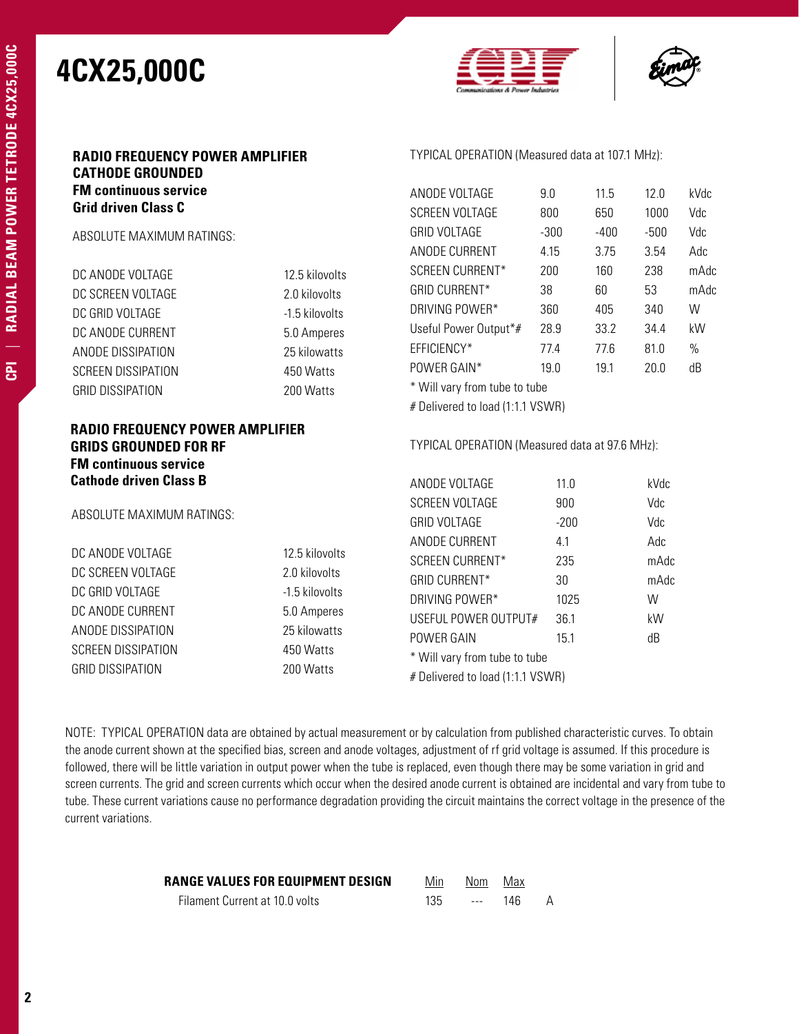# 4CX25,000C

## RADIO FREQUENCY POWER AMPLIFIER CATHODE GROUNDED

**FM continuous service**
**Grid driven Class C**

ABSOLUTE MAXIMUM RATINGS:

| | |
|---|---|
| DC ANODE VOLTAGE | 12.5 kilovolts |
| DC SCREEN VOLTAGE | 2.0 kilovolts |
| DC GRID VOLTAGE | -1.5 kilovolts |
| DC ANODE CURRENT | 5.0 Amperes |
| ANODE DISSIPATION | 25 kilowatts |
| SCREEN DISSIPATION | 450 Watts |
| GRID DISSIPATION | 200 Watts |

TYPICAL OPERATION (Measured data at 107.1 MHz):

| | | | | |
|---|---|---|---|---|
| ANODE VOLTAGE | 9.0 | 11.5 | 12.0 | kVdc |
| SCREEN VOLTAGE | 800 | 650 | 1000 | Vdc |
| GRID VOLTAGE | -300 | -400 | -500 | Vdc |
| ANODE CURRENT | 4.15 | 3.75 | 3.54 | Adc |
| SCREEN CURRENT* | 200 | 160 | 238 | mAdc |
| GRID CURRENT* | 38 | 60 | 53 | mAdc |
| DRIVING POWER* | 360 | 405 | 340 | W |
| Useful Power Output*# | 28.9 | 33.2 | 34.4 | kW |
| EFFICIENCY* | 77.4 | 77.6 | 81.0 | % |
| POWER GAIN* | 19.0 | 19.1 | 20.0 | dB |

\* Will vary from tube to tube
# Delivered to load (1:1.1 VSWR)

## RADIO FREQUENCY POWER AMPLIFIER GRIDS GROUNDED FOR RF

**FM continuous service**
**Cathode driven Class B**

ABSOLUTE MAXIMUM RATINGS:

| | |
|---|---|
| DC ANODE VOLTAGE | 12.5 kilovolts |
| DC SCREEN VOLTAGE | 2.0 kilovolts |
| DC GRID VOLTAGE | -1.5 kilovolts |
| DC ANODE CURRENT | 5.0 Amperes |
| ANODE DISSIPATION | 25 kilowatts |
| SCREEN DISSIPATION | 450 Watts |
| GRID DISSIPATION | 200 Watts |

TYPICAL OPERATION (Measured data at 97.6 MHz):

| | | |
|---|---|---|
| ANODE VOLTAGE | 11.0 | kVdc |
| SCREEN VOLTAGE | 900 | Vdc |
| GRID VOLTAGE | -200 | Vdc |
| ANODE CURRENT | 4.1 | Adc |
| SCREEN CURRENT* | 235 | mAdc |
| GRID CURRENT* | 30 | mAdc |
| DRIVING POWER* | 1025 | W |
| USEFUL POWER OUTPUT# | 36.1 | kW |
| POWER GAIN | 15.1 | dB |

\* Will vary from tube to tube
# Delivered to load (1:1.1 VSWR)

NOTE: TYPICAL OPERATION data are obtained by actual measurement or by calculation from published characteristic curves. To obtain the anode current shown at the specified bias, screen and anode voltages, adjustment of rf grid voltage is assumed. If this procedure is followed, there will be little variation in output power when the tube is replaced, even though there may be some variation in grid and screen currents. The grid and screen currents which occur when the desired anode current is obtained are incidental and vary from tube to tube. These current variations cause no performance degradation providing the circuit maintains the correct voltage in the presence of the current variations.

| **RANGE VALUES FOR EQUIPMENT DESIGN** | Min | Nom | Max | |
|---|---|---|---|---|
| Filament Current at 10.0 volts | 135 | --- | 146 | A |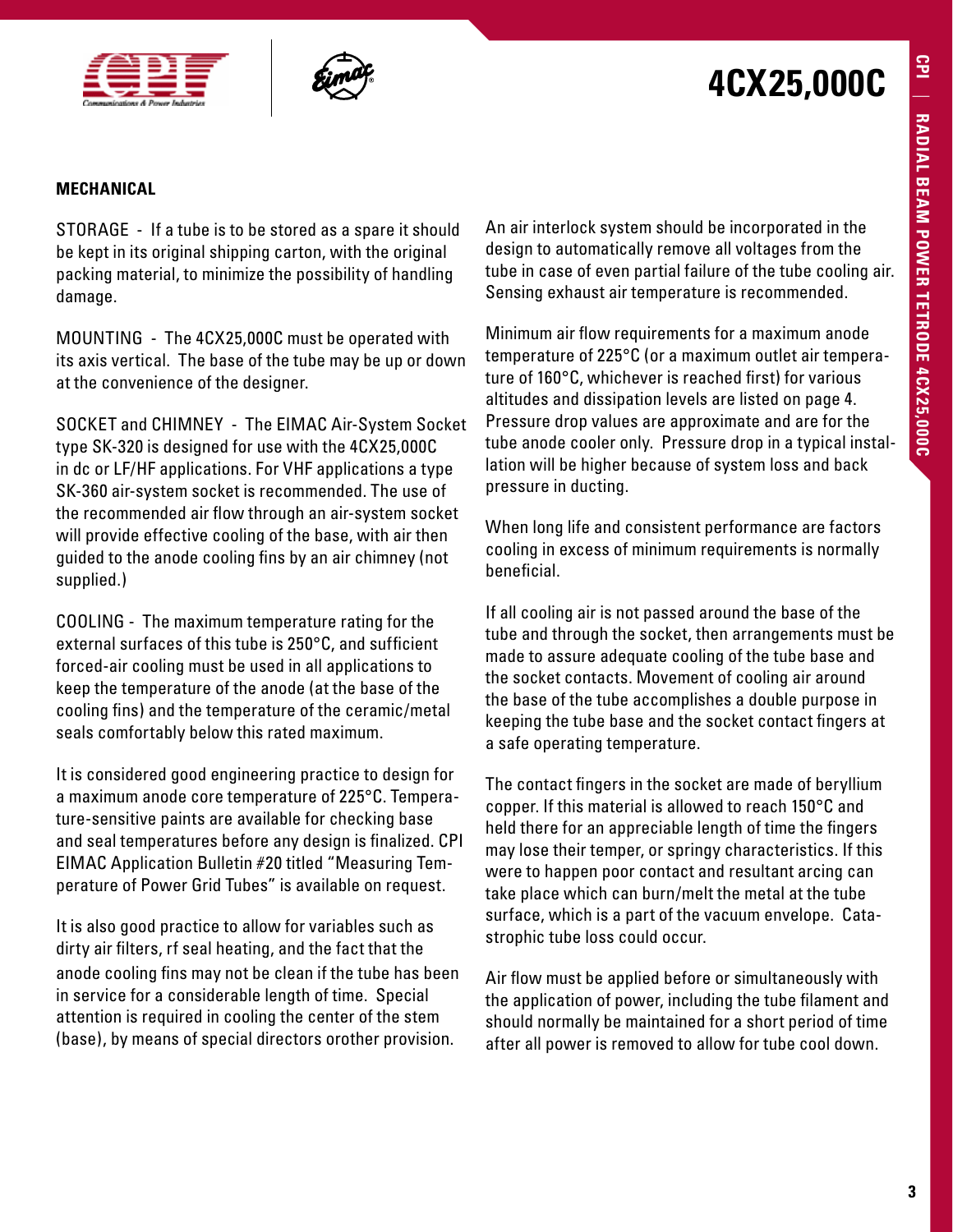# 4CX25,000C

## MECHANICAL

STORAGE - If a tube is to be stored as a spare it should be kept in its original shipping carton, with the original packing material, to minimize the possibility of handling damage.

MOUNTING - The 4CX25,000C must be operated with its axis vertical. The base of the tube may be up or down at the convenience of the designer.

SOCKET and CHIMNEY - The EIMAC Air-System Socket type SK-320 is designed for use with the 4CX25,000C in dc or LF/HF applications. For VHF applications a type SK-360 air-system socket is recommended. The use of the recommended air flow through an air-system socket will provide effective cooling of the base, with air then guided to the anode cooling fins by an air chimney (not supplied.)

COOLING - The maximum temperature rating for the external surfaces of this tube is 250°C, and sufficient forced-air cooling must be used in all applications to keep the temperature of the anode (at the base of the cooling fins) and the temperature of the ceramic/metal seals comfortably below this rated maximum.

It is considered good engineering practice to design for a maximum anode core temperature of 225°C. Temperature-sensitive paints are available for checking base and seal temperatures before any design is finalized. CPI EIMAC Application Bulletin #20 titled "Measuring Temperature of Power Grid Tubes" is available on request.

It is also good practice to allow for variables such as dirty air filters, rf seal heating, and the fact that the anode cooling fins may not be clean if the tube has been in service for a considerable length of time. Special attention is required in cooling the center of the stem (base), by means of special directors orother provision.

An air interlock system should be incorporated in the design to automatically remove all voltages from the tube in case of even partial failure of the tube cooling air. Sensing exhaust air temperature is recommended.

Minimum air flow requirements for a maximum anode temperature of 225°C (or a maximum outlet air temperature of 160°C, whichever is reached first) for various altitudes and dissipation levels are listed on page 4. Pressure drop values are approximate and are for the tube anode cooler only. Pressure drop in a typical installation will be higher because of system loss and back pressure in ducting.

When long life and consistent performance are factors cooling in excess of minimum requirements is normally beneficial.

If all cooling air is not passed around the base of the tube and through the socket, then arrangements must be made to assure adequate cooling of the tube base and the socket contacts. Movement of cooling air around the base of the tube accomplishes a double purpose in keeping the tube base and the socket contact fingers at a safe operating temperature.

The contact fingers in the socket are made of beryllium copper. If this material is allowed to reach 150°C and held there for an appreciable length of time the fingers may lose their temper, or springy characteristics. If this were to happen poor contact and resultant arcing can take place which can burn/melt the metal at the tube surface, which is a part of the vacuum envelope. Catastrophic tube loss could occur.

Air flow must be applied before or simultaneously with the application of power, including the tube filament and should normally be maintained for a short period of time after all power is removed to allow for tube cool down.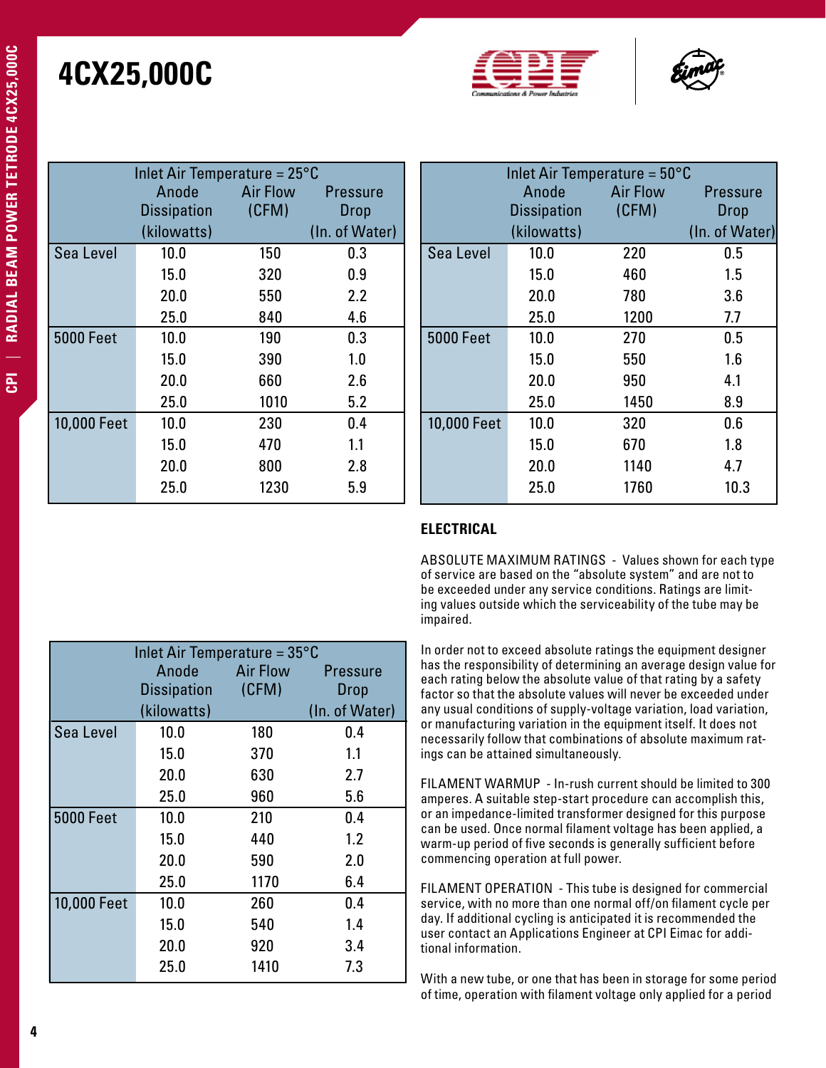# 4CX25,000C

| Inlet Air Temperature = 25°C | Anode Dissipation (kilowatts) | Air Flow (CFM) | Pressure Drop (In. of Water) |
|---|---|---|---|
| Sea Level | 10.0 | 150 | 0.3 |
| | 15.0 | 320 | 0.9 |
| | 20.0 | 550 | 2.2 |
| | 25.0 | 840 | 4.6 |
| 5000 Feet | 10.0 | 190 | 0.3 |
| | 15.0 | 390 | 1.0 |
| | 20.0 | 660 | 2.6 |
| | 25.0 | 1010 | 5.2 |
| 10,000 Feet | 10.0 | 230 | 0.4 |
| | 15.0 | 470 | 1.1 |
| | 20.0 | 800 | 2.8 |
| | 25.0 | 1230 | 5.9 |

| Inlet Air Temperature = 50°C | Anode Dissipation (kilowatts) | Air Flow (CFM) | Pressure Drop (In. of Water) |
|---|---|---|---|
| Sea Level | 10.0 | 220 | 0.5 |
| | 15.0 | 460 | 1.5 |
| | 20.0 | 780 | 3.6 |
| | 25.0 | 1200 | 7.7 |
| 5000 Feet | 10.0 | 270 | 0.5 |
| | 15.0 | 550 | 1.6 |
| | 20.0 | 950 | 4.1 |
| | 25.0 | 1450 | 8.9 |
| 10,000 Feet | 10.0 | 320 | 0.6 |
| | 15.0 | 670 | 1.8 |
| | 20.0 | 1140 | 4.7 |
| | 25.0 | 1760 | 10.3 |

| Inlet Air Temperature = 35°C | Anode Dissipation (kilowatts) | Air Flow (CFM) | Pressure Drop (In. of Water) |
|---|---|---|---|
| Sea Level | 10.0 | 180 | 0.4 |
| | 15.0 | 370 | 1.1 |
| | 20.0 | 630 | 2.7 |
| | 25.0 | 960 | 5.6 |
| 5000 Feet | 10.0 | 210 | 0.4 |
| | 15.0 | 440 | 1.2 |
| | 20.0 | 590 | 2.0 |
| | 25.0 | 1170 | 6.4 |
| 10,000 Feet | 10.0 | 260 | 0.4 |
| | 15.0 | 540 | 1.4 |
| | 20.0 | 920 | 3.4 |
| | 25.0 | 1410 | 7.3 |

## ELECTRICAL

ABSOLUTE MAXIMUM RATINGS - Values shown for each type of service are based on the "absolute system" and are not to be exceeded under any service conditions. Ratings are limiting values outside which the serviceability of the tube may be impaired.

In order not to exceed absolute ratings the equipment designer has the responsibility of determining an average design value for each rating below the absolute value of that rating by a safety factor so that the absolute values will never be exceeded under any usual conditions of supply-voltage variation, load variation, or manufacturing variation in the equipment itself. It does not necessarily follow that combinations of absolute maximum ratings can be attained simultaneously.

FILAMENT WARMUP - In-rush current should be limited to 300 amperes. A suitable step-start procedure can accomplish this, or an impedance-limited transformer designed for this purpose can be used. Once normal filament voltage has been applied, a warm-up period of five seconds is generally sufficient before commencing operation at full power.

FILAMENT OPERATION - This tube is designed for commercial service, with no more than one normal off/on filament cycle per day. If additional cycling is anticipated it is recommended the user contact an Applications Engineer at CPI Eimac for additional information.

With a new tube, or one that has been in storage for some period of time, operation with filament voltage only applied for a period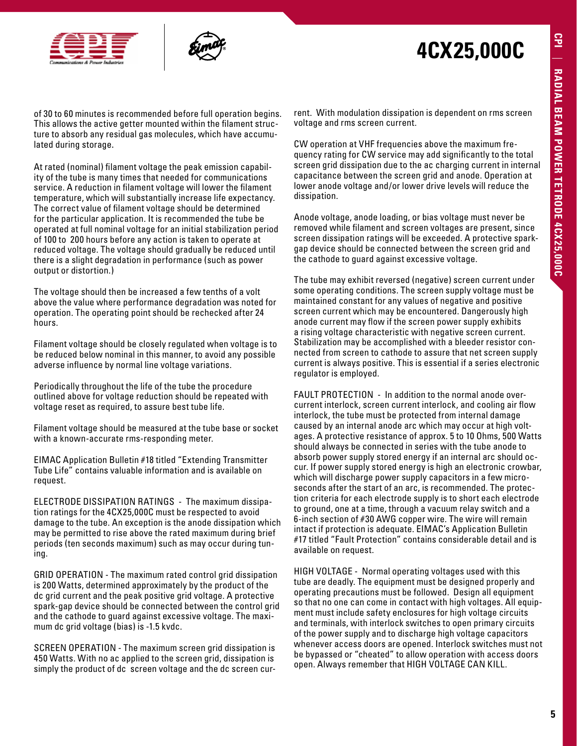of 30 to 60 minutes is recommended before full operation begins. This allows the active getter mounted within the filament structure to absorb any residual gas molecules, which have accumulated during storage.

At rated (nominal) filament voltage the peak emission capability of the tube is many times that needed for communications service. A reduction in filament voltage will lower the filament temperature, which will substantially increase life expectancy. The correct value of filament voltage should be determined for the particular application. It is recommended the tube be operated at full nominal voltage for an initial stabilization period of 100 to 200 hours before any action is taken to operate at reduced voltage. The voltage should gradually be reduced until there is a slight degradation in performance (such as power output or distortion.)

The voltage should then be increased a few tenths of a volt above the value where performance degradation was noted for operation. The operating point should be rechecked after 24 hours.

Filament voltage should be closely regulated when voltage is to be reduced below nominal in this manner, to avoid any possible adverse influence by normal line voltage variations.

Periodically throughout the life of the tube the procedure outlined above for voltage reduction should be repeated with voltage reset as required, to assure best tube life.

Filament voltage should be measured at the tube base or socket with a known-accurate rms-responding meter.

EIMAC Application Bulletin #18 titled "Extending Transmitter Tube Life" contains valuable information and is available on request.

ELECTRODE DISSIPATION RATINGS - The maximum dissipation ratings for the 4CX25,000C must be respected to avoid damage to the tube. An exception is the anode dissipation which may be permitted to rise above the rated maximum during brief periods (ten seconds maximum) such as may occur during tuning.

GRID OPERATION - The maximum rated control grid dissipation is 200 Watts, determined approximately by the product of the dc grid current and the peak positive grid voltage. A protective spark-gap device should be connected between the control grid and the cathode to guard against excessive voltage. The maximum dc grid voltage (bias) is -1.5 kvdc.

SCREEN OPERATION - The maximum screen grid dissipation is 450 Watts. With no ac applied to the screen grid, dissipation is simply the product of dc screen voltage and the dc screen current. With modulation dissipation is dependent on rms screen voltage and rms screen current.

CW operation at VHF frequencies above the maximum frequency rating for CW service may add significantly to the total screen grid dissipation due to the ac charging current in internal capacitance between the screen grid and anode. Operation at lower anode voltage and/or lower drive levels will reduce the dissipation.

Anode voltage, anode loading, or bias voltage must never be removed while filament and screen voltages are present, since screen dissipation ratings will be exceeded. A protective spark-gap device should be connected between the screen grid and the cathode to guard against excessive voltage.

The tube may exhibit reversed (negative) screen current under some operating conditions. The screen supply voltage must be maintained constant for any values of negative and positive screen current which may be encountered. Dangerously high anode current may flow if the screen power supply exhibits a rising voltage characteristic with negative screen current. Stabilization may be accomplished with a bleeder resistor connected from screen to cathode to assure that net screen supply current is always positive. This is essential if a series electronic regulator is employed.

FAULT PROTECTION - In addition to the normal anode overcurrent interlock, screen current interlock, and cooling air flow interlock, the tube must be protected from internal damage caused by an internal anode arc which may occur at high voltages. A protective resistance of approx. 5 to 10 Ohms, 500 Watts should always be connected in series with the tube anode to absorb power supply stored energy if an internal arc should occur. If power supply stored energy is high an electronic crowbar, which will discharge power supply capacitors in a few microseconds after the start of an arc, is recommended. The protection criteria for each electrode supply is to short each electrode to ground, one at a time, through a vacuum relay switch and a 6-inch section of #30 AWG copper wire. The wire will remain intact if protection is adequate. EIMAC's Application Bulletin #17 titled "Fault Protection" contains considerable detail and is available on request.

HIGH VOLTAGE - Normal operating voltages used with this tube are deadly. The equipment must be designed properly and operating precautions must be followed. Design all equipment so that no one can come in contact with high voltages. All equipment must include safety enclosures for high voltage circuits and terminals, with interlock switches to open primary circuits of the power supply and to discharge high voltage capacitors whenever access doors are opened. Interlock switches must not be bypassed or "cheated" to allow operation with access doors open. Always remember that HIGH VOLTAGE CAN KILL.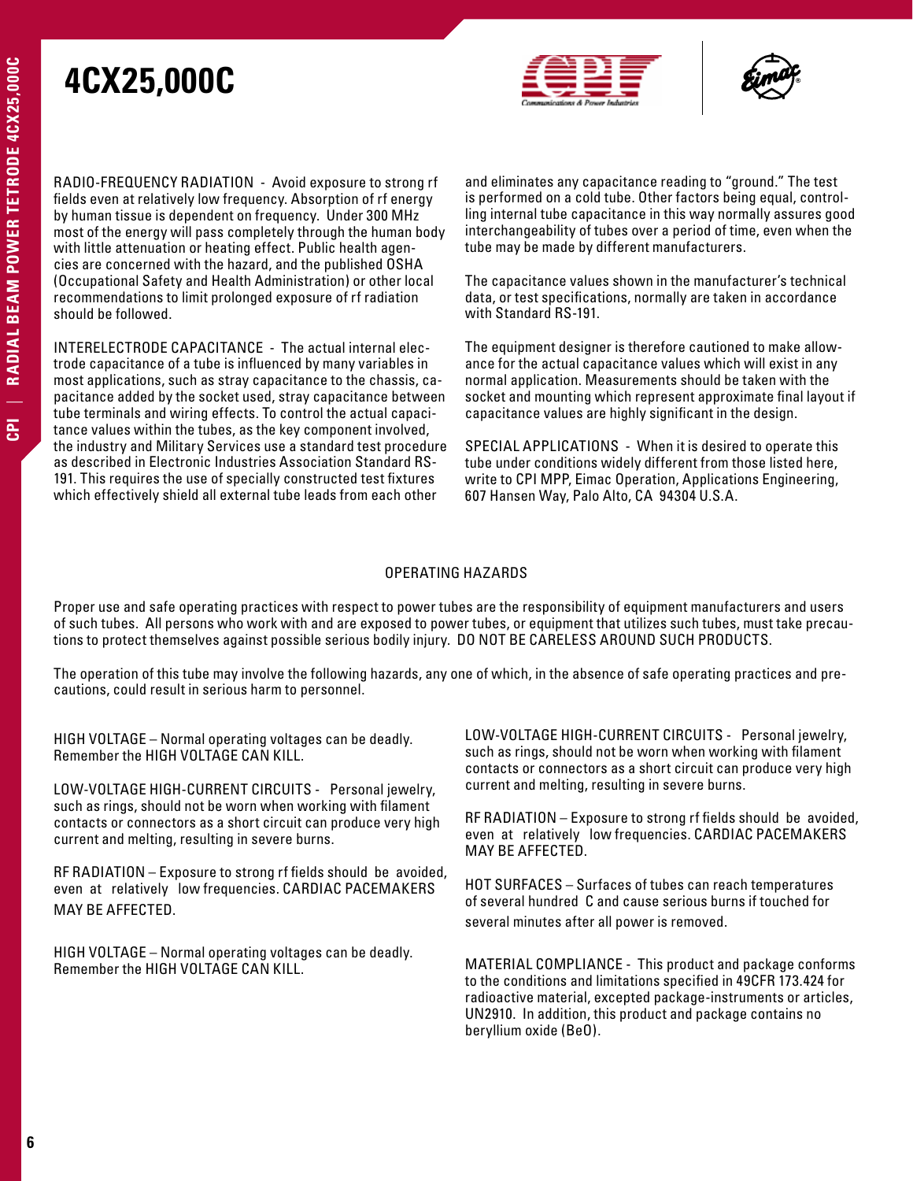# 4CX25,000C

RADIO-FREQUENCY RADIATION - Avoid exposure to strong rf fields even at relatively low frequency. Absorption of rf energy by human tissue is dependent on frequency. Under 300 MHz most of the energy will pass completely through the human body with little attenuation or heating effect. Public health agencies are concerned with the hazard, and the published OSHA (Occupational Safety and Health Administration) or other local recommendations to limit prolonged exposure of rf radiation should be followed.

INTERELECTRODE CAPACITANCE - The actual internal electrode capacitance of a tube is influenced by many variables in most applications, such as stray capacitance to the chassis, capacitance added by the socket used, stray capacitance between tube terminals and wiring effects. To control the actual capacitance values within the tubes, as the key component involved, the industry and Military Services use a standard test procedure as described in Electronic Industries Association Standard RS-191. This requires the use of specially constructed test fixtures which effectively shield all external tube leads from each other and eliminates any capacitance reading to "ground." The test is performed on a cold tube. Other factors being equal, controlling internal tube capacitance in this way normally assures good interchangeability of tubes over a period of time, even when the tube may be made by different manufacturers.

The capacitance values shown in the manufacturer's technical data, or test specifications, normally are taken in accordance with Standard RS-191.

The equipment designer is therefore cautioned to make allowance for the actual capacitance values which will exist in any normal application. Measurements should be taken with the socket and mounting which represent approximate final layout if capacitance values are highly significant in the design.

SPECIAL APPLICATIONS - When it is desired to operate this tube under conditions widely different from those listed here, write to CPI MPP, Eimac Operation, Applications Engineering, 607 Hansen Way, Palo Alto, CA 94304 U.S.A.

## OPERATING HAZARDS

Proper use and safe operating practices with respect to power tubes are the responsibility of equipment manufacturers and users of such tubes. All persons who work with and are exposed to power tubes, or equipment that utilizes such tubes, must take precautions to protect themselves against possible serious bodily injury. DO NOT BE CARELESS AROUND SUCH PRODUCTS.

The operation of this tube may involve the following hazards, any one of which, in the absence of safe operating practices and precautions, could result in serious harm to personnel.

HIGH VOLTAGE – Normal operating voltages can be deadly. Remember the HIGH VOLTAGE CAN KILL.

LOW-VOLTAGE HIGH-CURRENT CIRCUITS - Personal jewelry, such as rings, should not be worn when working with filament contacts or connectors as a short circuit can produce very high current and melting, resulting in severe burns.

RF RADIATION – Exposure to strong rf fields should be avoided, even at relatively low frequencies. CARDIAC PACEMAKERS MAY BE AFFECTED.

HIGH VOLTAGE – Normal operating voltages can be deadly. Remember the HIGH VOLTAGE CAN KILL.

LOW-VOLTAGE HIGH-CURRENT CIRCUITS - Personal jewelry, such as rings, should not be worn when working with filament contacts or connectors as a short circuit can produce very high current and melting, resulting in severe burns.

RF RADIATION – Exposure to strong rf fields should be avoided, even at relatively low frequencies. CARDIAC PACEMAKERS MAY BE AFFECTED.

HOT SURFACES – Surfaces of tubes can reach temperatures of several hundred C and cause serious burns if touched for several minutes after all power is removed.

MATERIAL COMPLIANCE - This product and package conforms to the conditions and limitations specified in 49CFR 173.424 for radioactive material, excepted package-instruments or articles, UN2910. In addition, this product and package contains no beryllium oxide (BeO).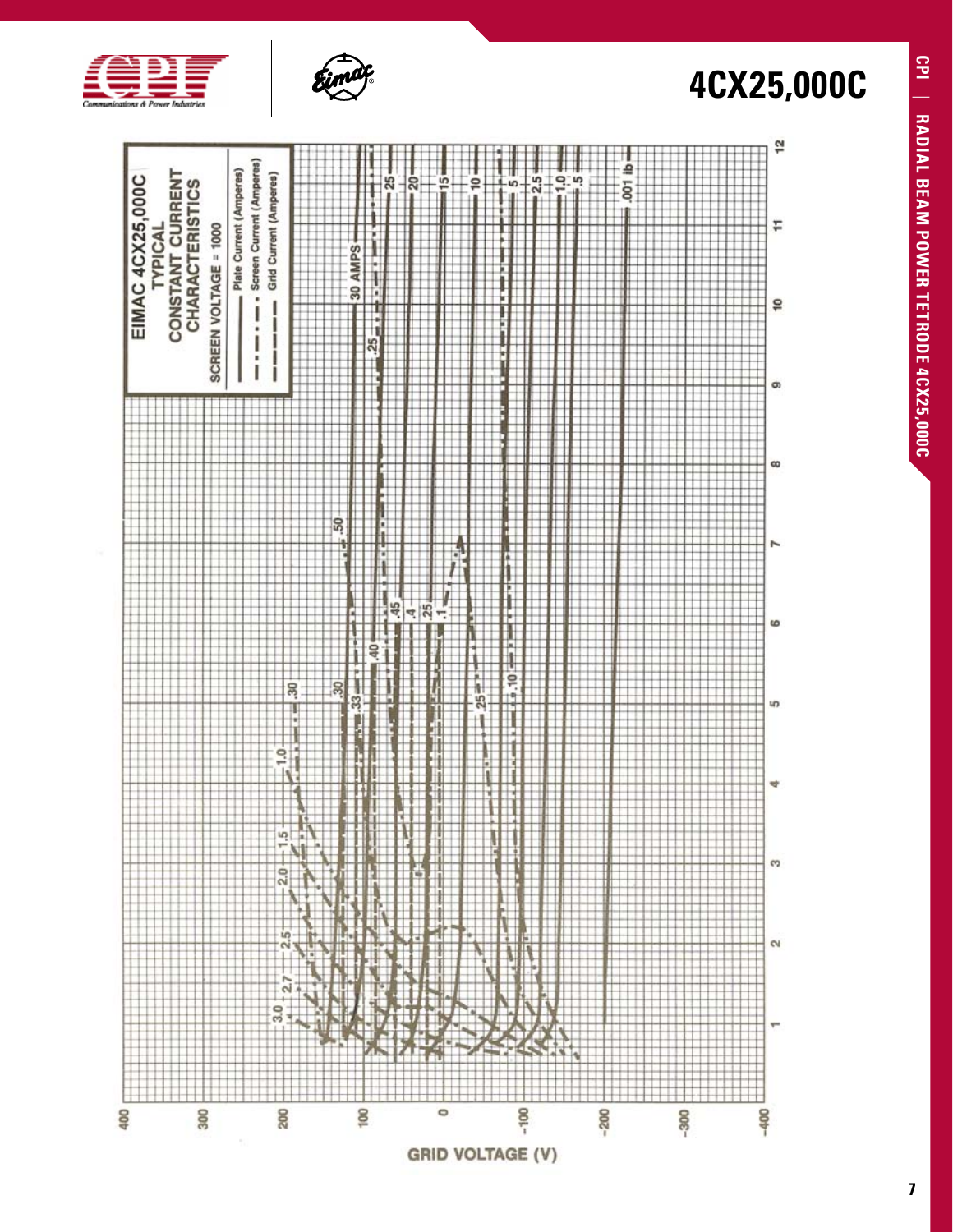# 4CX25,000C

EIMAC 4CX25,000C
TYPICAL
CONSTANT CURRENT
CHARACTERISTICS

SCREEN VOLTAGE = 1000

Plate Current (Amperes)
Screen Current (Amperes)
Grid Current (Amperes)

GRID VOLTAGE (V)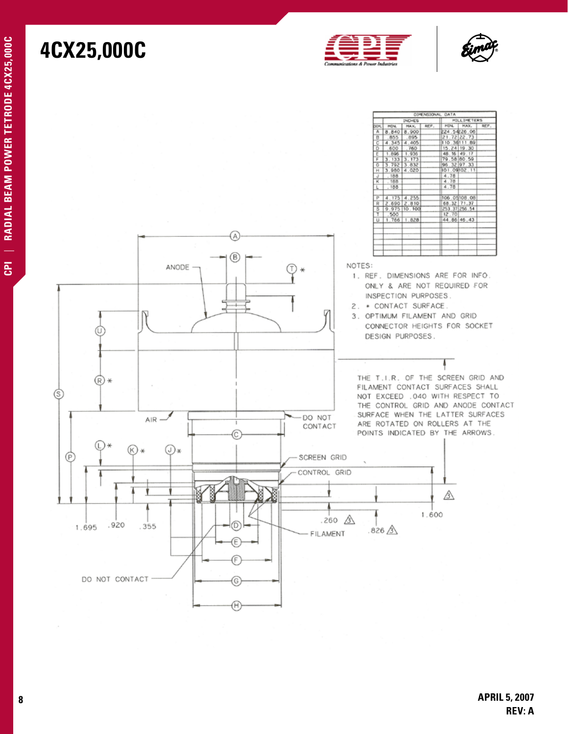# 4CX25,000C

| DIMENSIONAL DATA | | | | | | |
|---|---|---|---|---|---|---|
| | INCHES | | | MILLIMETERS | | |
| DIM. | MIN. | MAX. | REF. | MIN. | MAX. | REF. |
| A | 8.840 | 8.900 | | 224.54 | 226.06 | |
| B | .855 | .895 | | 21.72 | 22.73 | |
| C | 4.345 | 4.405 | | 110.36 | 111.89 | |
| D | .600 | .760 | | 15.24 | 19.30 | |
| E | 1.896 | 1.936 | | 48.16 | 49.17 | |
| F | 3.133 | 3.173 | | 79.58 | 80.59 | |
| G | 3.792 | 3.832 | | 96.32 | 97.33 | |
| H | 3.980 | 4.020 | | 101.09 | 102.11 | |
| J | .188 | | | 4.78 | | |
| K | .188 | | | 4.78 | | |
| L | .188 | | | 4.78 | | |
| P | 4.175 | 4.255 | | 106.05 | 108.08 | |
| R | 2.690 | 2.810 | | 68.32 | 71.37 | |
| S | 9.975 | 10.100 | | 253.37 | 256.54 | |
| T | .500 | | | 12.70 | | |
| U | 1.766 | 1.828 | | 44.86 | 46.43 | |

NOTES:

1. REF. DIMENSIONS ARE FOR INFO. ONLY & ARE NOT REQUIRED FOR INSPECTION PURPOSES.
2. * CONTACT SURFACE.
3. OPTIMUM FILAMENT AND GRID CONNECTOR HEIGHTS FOR SOCKET DESIGN PURPOSES.

THE T.I.R. OF THE SCREEN GRID AND FILAMENT CONTACT SURFACES SHALL NOT EXCEED .040 WITH RESPECT TO THE CONTROL GRID AND ANODE CONTACT SURFACE WHEN THE LATTER SURFACES ARE ROTATED ON ROLLERS AT THE POINTS INDICATED BY THE ARROWS.

ANODE
AIR
DO NOT CONTACT
SCREEN GRID
CONTROL GRID
FILAMENT
DO NOT CONTACT
1.695 .920 .355
.260 3
.826 3
1.600

APRIL 5, 2007
REV: A